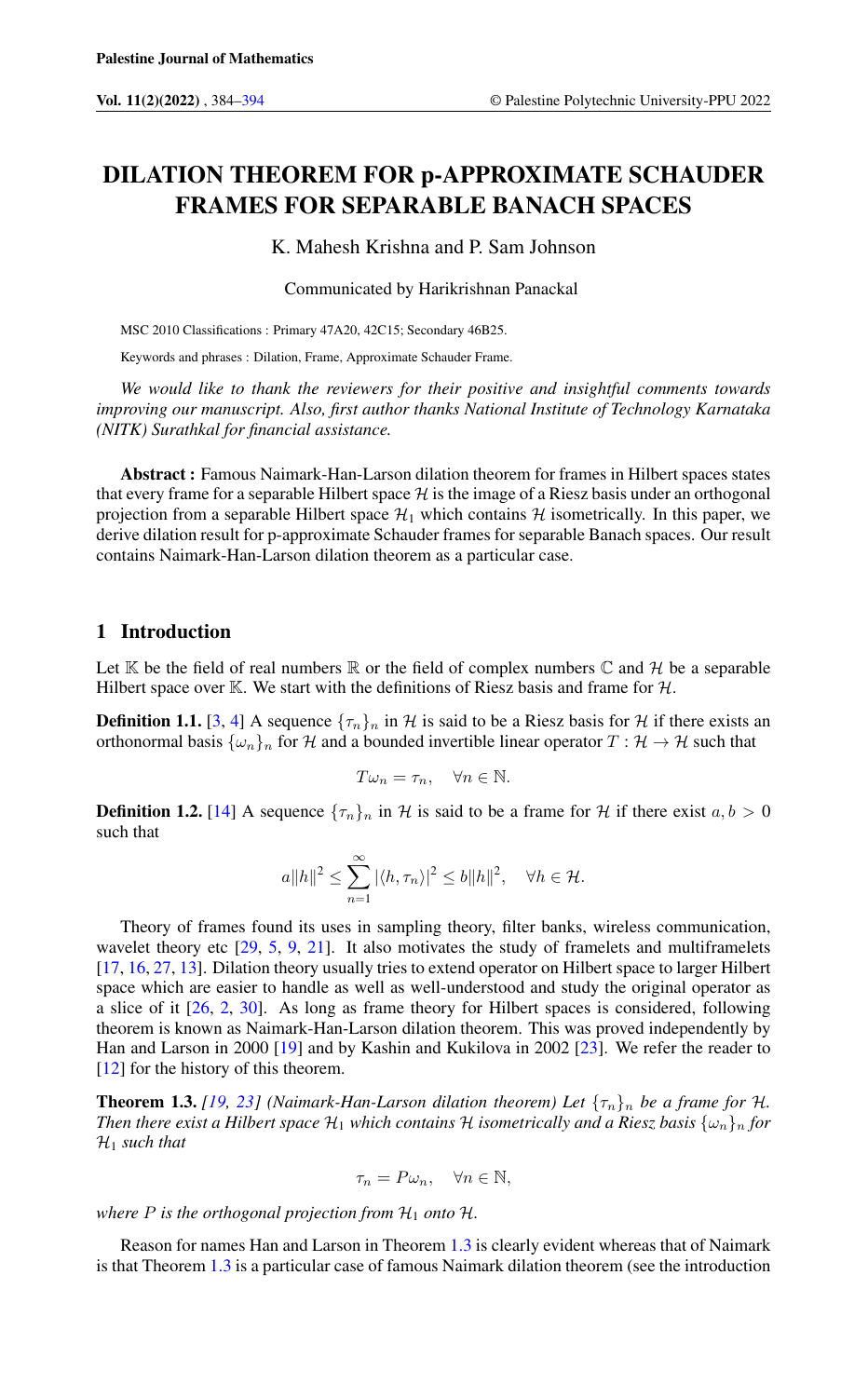# DILATION THEOREM FOR p-APPROXIMATE SCHAUDER FRAMES FOR SEPARABLE BANACH SPACES

K. Mahesh Krishna and P. Sam Johnson

Communicated by Harikrishnan Panackal

MSC 2010 Classifications : Primary 47A20, 42C15; Secondary 46B25.

Keywords and phrases : Dilation, Frame, Approximate Schauder Frame.

*We would like to thank the reviewers for their positive and insightful comments towards improving our manuscript. Also, first author thanks National Institute of Technology Karnataka (NITK) Surathkal for financial assistance.*

**Abstract :** Famous Naimark-Han-Larson dilation theorem for frames in Hilbert spaces states that every frame for a separable Hilbert space $\mathcal{H}$ is the image of a Riesz basis under an orthogonal projection from a separable Hilbert space $\mathcal{H}_1$ which contains $\mathcal{H}$ isometrically. In this paper, we derive dilation result for p-approximate Schauder frames for separable Banach spaces. Our result contains Naimark-Han-Larson dilation theorem as a particular case.

## 1 Introduction

Let $\mathbb{K}$ be the field of real numbers $\mathbb{R}$ or the field of complex numbers $\mathbb{C}$ and $\mathcal{H}$ be a separable Hilbert space over $\mathbb{K}$. We start with the definitions of Riesz basis and frame for $\mathcal{H}$.

**Definition 1.1.** [3, 4] A sequence $\{\tau_n\}_n$ in $\mathcal{H}$ is said to be a Riesz basis for $\mathcal{H}$ if there exists an orthonormal basis $\{\omega_n\}_n$ for $\mathcal{H}$ and a bounded invertible linear operator $T : \mathcal{H} \to \mathcal{H}$ such that

$$T\omega_n = \tau_n, \quad \forall n \in \mathbb{N}.$$

**Definition 1.2.** [14] A sequence $\{\tau_n\}_n$ in $\mathcal{H}$ is said to be a frame for $\mathcal{H}$ if there exist $a, b > 0$ such that

$$a\|h\|^2 \leq \sum_{n=1}^{\infty} |\langle h, \tau_n \rangle|^2 \leq b\|h\|^2, \quad \forall h \in \mathcal{H}.$$

Theory of frames found its uses in sampling theory, filter banks, wireless communication, wavelet theory etc [29, 5, 9, 21]. It also motivates the study of framelets and multiframelets [17, 16, 27, 13]. Dilation theory usually tries to extend operator on Hilbert space to larger Hilbert space which are easier to handle as well as well-understood and study the original operator as a slice of it [26, 2, 30]. As long as frame theory for Hilbert spaces is considered, following theorem is known as Naimark-Han-Larson dilation theorem. This was proved independently by Han and Larson in 2000 [19] and by Kashin and Kukilova in 2002 [23]. We refer the reader to [12] for the history of this theorem.

**Theorem 1.3.** *[19, 23] (Naimark-Han-Larson dilation theorem) Let $\{\tau_n\}_n$ be a frame for $\mathcal{H}$. Then there exist a Hilbert space $\mathcal{H}_1$ which contains $\mathcal{H}$ isometrically and a Riesz basis $\{\omega_n\}_n$ for $\mathcal{H}_1$ such that*

$$\tau_n = P\omega_n, \quad \forall n \in \mathbb{N},$$

*where $P$ is the orthogonal projection from $\mathcal{H}_1$ onto $\mathcal{H}$.*

Reason for names Han and Larson in Theorem 1.3 is clearly evident whereas that of Naimark is that Theorem 1.3 is a particular case of famous Naimark dilation theorem (see the introduction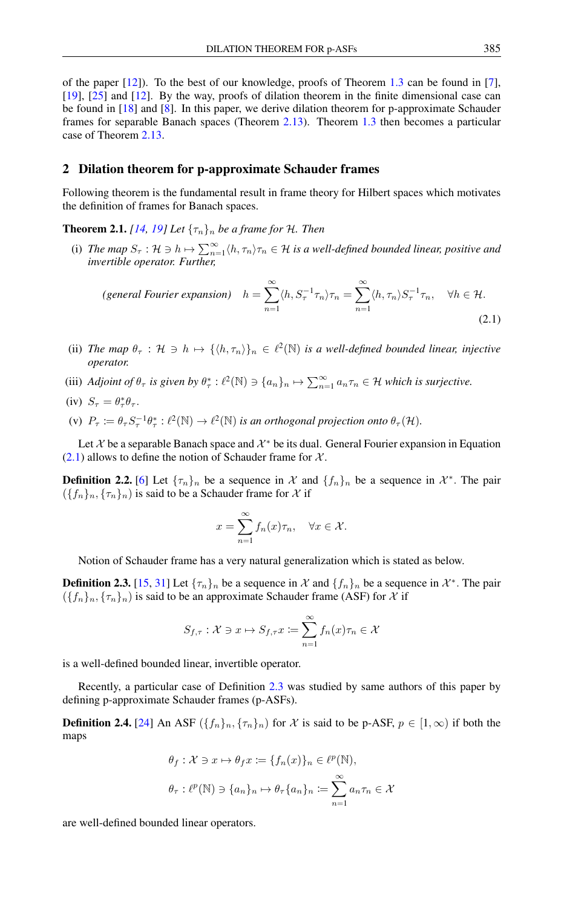of the paper [12]). To the best of our knowledge, proofs of Theorem 1.3 can be found in [7], [19], [25] and [12]. By the way, proofs of dilation theorem in the finite dimensional case can be found in [18] and [8]. In this paper, we derive dilation theorem for p-approximate Schauder frames for separable Banach spaces (Theorem 2.13). Theorem 1.3 then becomes a particular case of Theorem 2.13.

## 2 Dilation theorem for p-approximate Schauder frames

Following theorem is the fundamental result in frame theory for Hilbert spaces which motivates the definition of frames for Banach spaces.

**Theorem 2.1.** *[14, 19] Let $\{\tau_n\}_n$ be a frame for $\mathcal{H}$. Then*

(i) *The map $S_\tau : \mathcal{H} \ni h \mapsto \sum_{n=1}^\infty \langle h, \tau_n\rangle \tau_n \in \mathcal{H}$ is a well-defined bounded linear, positive and invertible operator. Further,*

$$\text{(general Fourier expansion)} \quad h = \sum_{n=1}^\infty \langle h, S_\tau^{-1}\tau_n\rangle \tau_n = \sum_{n=1}^\infty \langle h, \tau_n\rangle S_\tau^{-1}\tau_n, \quad \forall h \in \mathcal{H}. \tag{2.1}$$

(ii) *The map $\theta_\tau : \mathcal{H} \ni h \mapsto \{\langle h, \tau_n\rangle\}_n \in \ell^2(\mathbb{N})$ is a well-defined bounded linear, injective operator.*

(iii) *Adjoint of $\theta_\tau$ is given by $\theta_\tau^* : \ell^2(\mathbb{N}) \ni \{a_n\}_n \mapsto \sum_{n=1}^\infty a_n\tau_n \in \mathcal{H}$ which is surjective.*

(iv) *$S_\tau = \theta_\tau^*\theta_\tau$.*

(v) *$P_\tau := \theta_\tau S_\tau^{-1}\theta_\tau^* : \ell^2(\mathbb{N}) \to \ell^2(\mathbb{N})$ is an orthogonal projection onto $\theta_\tau(\mathcal{H})$.*

Let $\mathcal{X}$ be a separable Banach space and $\mathcal{X}^*$ be its dual. General Fourier expansion in Equation (2.1) allows to define the notion of Schauder frame for $\mathcal{X}$.

**Definition 2.2.** [6] Let $\{\tau_n\}_n$ be a sequence in $\mathcal{X}$ and $\{f_n\}_n$ be a sequence in $\mathcal{X}^*$. The pair $(\{f_n\}_n, \{\tau_n\}_n)$ is said to be a Schauder frame for $\mathcal{X}$ if

$$x = \sum_{n=1}^\infty f_n(x)\tau_n, \quad \forall x \in \mathcal{X}.$$

Notion of Schauder frame has a very natural generalization which is stated as below.

**Definition 2.3.** [15, 31] Let $\{\tau_n\}_n$ be a sequence in $\mathcal{X}$ and $\{f_n\}_n$ be a sequence in $\mathcal{X}^*$. The pair $(\{f_n\}_n, \{\tau_n\}_n)$ is said to be an approximate Schauder frame (ASF) for $\mathcal{X}$ if

$$S_{f,\tau} : \mathcal{X} \ni x \mapsto S_{f,\tau}x := \sum_{n=1}^\infty f_n(x)\tau_n \in \mathcal{X}$$

is a well-defined bounded linear, invertible operator.

Recently, a particular case of Definition 2.3 was studied by same authors of this paper by defining p-approximate Schauder frames (p-ASFs).

**Definition 2.4.** [24] An ASF $(\{f_n\}_n, \{\tau_n\}_n)$ for $\mathcal{X}$ is said to be p-ASF, $p \in [1, \infty)$ if both the maps

$$\theta_f : \mathcal{X} \ni x \mapsto \theta_f x := \{f_n(x)\}_n \in \ell^p(\mathbb{N}),$$

$$\theta_\tau : \ell^p(\mathbb{N}) \ni \{a_n\}_n \mapsto \theta_\tau\{a_n\}_n := \sum_{n=1}^\infty a_n\tau_n \in \mathcal{X}$$

are well-defined bounded linear operators.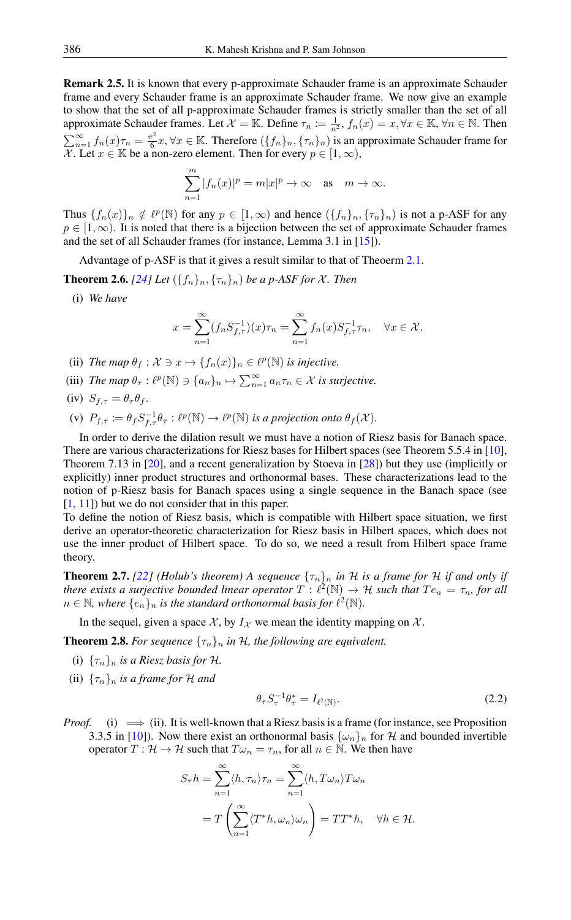**Remark 2.5.** It is known that every p-approximate Schauder frame is an approximate Schauder frame and every Schauder frame is an approximate Schauder frame. We now give an example to show that the set of all p-approximate Schauder frames is strictly smaller than the set of all approximate Schauder frames. Let $\mathcal{X} = \mathbb{K}$. Define $\tau_n := \frac{1}{n^2}$, $f_n(x) = x, \forall x \in \mathbb{K}, \forall n \in \mathbb{N}$. Then $\sum_{n=1}^{\infty} f_n(x)\tau_n = \frac{\pi^2}{6}x, \forall x \in \mathbb{K}$. Therefore $(\{f_n\}_n, \{\tau_n\}_n)$ is an approximate Schauder frame for $\mathcal{X}$. Let $x \in \mathbb{K}$ be a non-zero element. Then for every $p \in [1, \infty)$,

$$\sum_{n=1}^{m} |f_n(x)|^p = m|x|^p \to \infty \quad \text{as} \quad m \to \infty.$$

Thus $\{f_n(x)\}_n \notin \ell^p(\mathbb{N})$ for any $p \in [1, \infty)$ and hence $(\{f_n\}_n, \{\tau_n\}_n)$ is not a p-ASF for any $p \in [1, \infty)$. It is noted that there is a bijection between the set of approximate Schauder frames and the set of all Schauder frames (for instance, Lemma 3.1 in [15]).

Advantage of p-ASF is that it gives a result similar to that of Theoerem 2.1.

**Theorem 2.6.** *[24] Let $(\{f_n\}_n, \{\tau_n\}_n)$ be a p-ASF for $\mathcal{X}$. Then*

(i) *We have*

$$x = \sum_{n=1}^{\infty} (f_n S_{f,\tau}^{-1})(x)\tau_n = \sum_{n=1}^{\infty} f_n(x) S_{f,\tau}^{-1}\tau_n, \quad \forall x \in \mathcal{X}.$$

(ii) *The map $\theta_f : \mathcal{X} \ni x \mapsto \{f_n(x)\}_n \in \ell^p(\mathbb{N})$ is injective.*

(iii) *The map $\theta_\tau : \ell^p(\mathbb{N}) \ni \{a_n\}_n \mapsto \sum_{n=1}^{\infty} a_n\tau_n \in \mathcal{X}$ is surjective.*

(iv) *$S_{f,\tau} = \theta_\tau\theta_f$.*

(v) *$P_{f,\tau} := \theta_f S_{f,\tau}^{-1}\theta_\tau : \ell^p(\mathbb{N}) \to \ell^p(\mathbb{N})$ is a projection onto $\theta_f(\mathcal{X})$.*

In order to derive the dilation result we must have a notion of Riesz basis for Banach space. There are various characterizations for Riesz bases for Hilbert spaces (see Theorem 5.5.4 in [10], Theorem 7.13 in [20], and a recent generalization by Stoeva in [28]) but they use (implicitly or explicitly) inner product structures and orthonormal bases. These characterizations lead to the notion of p-Riesz basis for Banach spaces using a single sequence in the Banach space (see [1, 11]) but we do not consider that in this paper.

To define the notion of Riesz basis, which is compatible with Hilbert space situation, we first derive an operator-theoretic characterization for Riesz basis in Hilbert spaces, which does not use the inner product of Hilbert space. To do so, we need a result from Hilbert space frame theory.

**Theorem 2.7.** *[22] (Holub's theorem) A sequence $\{\tau_n\}_n$ in $\mathcal{H}$ is a frame for $\mathcal{H}$ if and only if there exists a surjective bounded linear operator $T : \ell^2(\mathbb{N}) \to \mathcal{H}$ such that $Te_n = \tau_n$, for all $n \in \mathbb{N}$, where $\{e_n\}_n$ is the standard orthonormal basis for $\ell^2(\mathbb{N})$.*

In the sequel, given a space $\mathcal{X}$, by $I_{\mathcal{X}}$ we mean the identity mapping on $\mathcal{X}$.

**Theorem 2.8.** *For sequence $\{\tau_n\}_n$ in $\mathcal{H}$, the following are equivalent.*

(i) *$\{\tau_n\}_n$ is a Riesz basis for $\mathcal{H}$.*

(ii) *$\{\tau_n\}_n$ is a frame for $\mathcal{H}$ and*

$$\theta_\tau S_\tau^{-1}\theta_\tau^* = I_{\ell^2(\mathbb{N})}. \tag{2.2}$$

*Proof.* (i) $\implies$ (ii). It is well-known that a Riesz basis is a frame (for instance, see Proposition 3.3.5 in [10]). Now there exist an orthonormal basis $\{\omega_n\}_n$ for $\mathcal{H}$ and bounded invertible operator $T : \mathcal{H} \to \mathcal{H}$ such that $T\omega_n = \tau_n$, for all $n \in \mathbb{N}$. We then have

$$\begin{aligned} S_\tau h &= \sum_{n=1}^{\infty} \langle h, \tau_n \rangle \tau_n = \sum_{n=1}^{\infty} \langle h, T\omega_n \rangle T\omega_n \\ &= T\left(\sum_{n=1}^{\infty} \langle T^*h, \omega_n \rangle \omega_n\right) = TT^*h, \quad \forall h \in \mathcal{H}. \end{aligned}$$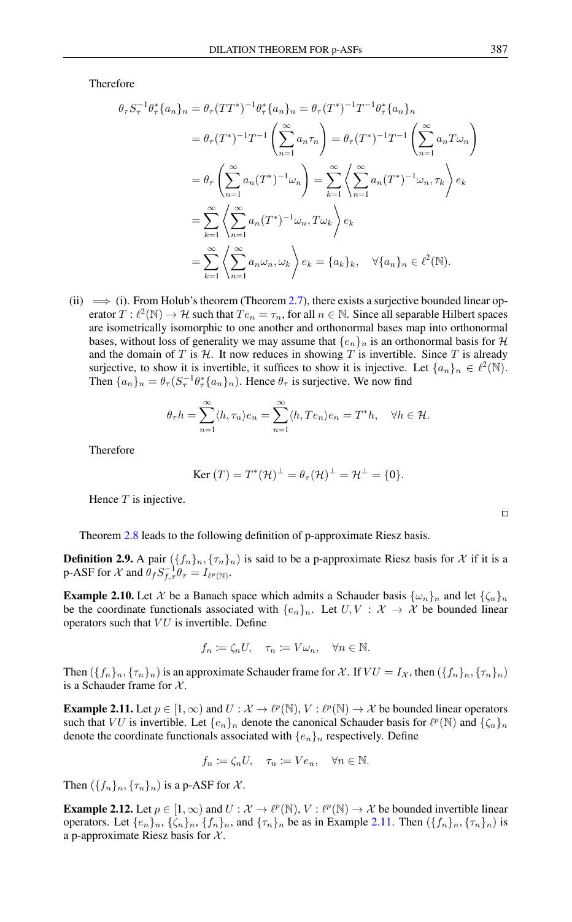Therefore

$$
\begin{aligned}
\theta_\tau S_\tau^{-1}\theta_\tau^*\{a_n\}_n &= \theta_\tau(TT^*)^{-1}\theta_\tau^*\{a_n\}_n = \theta_\tau(T^*)^{-1}T^{-1}\theta_\tau^*\{a_n\}_n \\
&= \theta_\tau(T^*)^{-1}T^{-1}\left(\sum_{n=1}^\infty a_n\tau_n\right) = \theta_\tau(T^*)^{-1}T^{-1}\left(\sum_{n=1}^\infty a_nT\omega_n\right) \\
&= \theta_\tau\left(\sum_{n=1}^\infty a_n(T^*)^{-1}\omega_n\right) = \sum_{k=1}^\infty\left\langle\sum_{n=1}^\infty a_n(T^*)^{-1}\omega_n, \tau_k\right\rangle e_k \\
&= \sum_{k=1}^\infty\left\langle\sum_{n=1}^\infty a_n(T^*)^{-1}\omega_n, T\omega_k\right\rangle e_k \\
&= \sum_{k=1}^\infty\left\langle\sum_{n=1}^\infty a_n\omega_n, \omega_k\right\rangle e_k = \{a_k\}_k, \quad \forall\{a_n\}_n\in\ell^2(\mathbb{N}).
\end{aligned}
$$

(ii) $\implies$ (i). From Holub's theorem (Theorem 2.7), there exists a surjective bounded linear operator $T:\ell^2(\mathbb{N})\to\mathcal{H}$ such that $Te_n=\tau_n$, for all $n\in\mathbb{N}$. Since all separable Hilbert spaces are isometrically isomorphic to one another and orthonormal bases map into orthonormal bases, without loss of generality we may assume that $\{e_n\}_n$ is an orthonormal basis for $\mathcal{H}$ and the domain of $T$ is $\mathcal{H}$. It now reduces in showing $T$ is invertible. Since $T$ is already surjective, to show it is invertible, it suffices to show it is injective. Let $\{a_n\}_n\in\ell^2(\mathbb{N})$. Then $\{a_n\}_n=\theta_\tau(S_\tau^{-1}\theta_\tau^*\{a_n\}_n)$. Hence $\theta_\tau$ is surjective. We now find

$$
\theta_\tau h = \sum_{n=1}^\infty\langle h,\tau_n\rangle e_n = \sum_{n=1}^\infty\langle h, Te_n\rangle e_n = T^*h, \quad \forall h\in\mathcal{H}.
$$

Therefore

$$
\text{Ker }(T) = T^*(\mathcal{H})^\perp = \theta_\tau(\mathcal{H})^\perp = \mathcal{H}^\perp = \{0\}.
$$

Hence $T$ is injective. □

Theorem 2.8 leads to the following definition of p-approximate Riesz basis.

**Definition 2.9.** A pair $(\{f_n\}_n,\{\tau_n\}_n)$ is said to be a p-approximate Riesz basis for $\mathcal{X}$ if it is a p-ASF for $\mathcal{X}$ and $\theta_f S_{f,\tau}^{-1}\theta_\tau = I_{\ell^p(\mathbb{N})}$.

**Example 2.10.** Let $\mathcal{X}$ be a Banach space which admits a Schauder basis $\{\omega_n\}_n$ and let $\{\zeta_n\}_n$ be the coordinate functionals associated with $\{e_n\}_n$. Let $U,V:\mathcal{X}\to\mathcal{X}$ be bounded linear operators such that $VU$ is invertible. Define

$$
f_n := \zeta_n U, \quad \tau_n := V\omega_n, \quad \forall n\in\mathbb{N}.
$$

Then $(\{f_n\}_n,\{\tau_n\}_n)$ is an approximate Schauder frame for $\mathcal{X}$. If $VU=I_\mathcal{X}$, then $(\{f_n\}_n,\{\tau_n\}_n)$ is a Schauder frame for $\mathcal{X}$.

**Example 2.11.** Let $p\in[1,\infty)$ and $U:\mathcal{X}\to\ell^p(\mathbb{N})$, $V:\ell^p(\mathbb{N})\to\mathcal{X}$ be bounded linear operators such that $VU$ is invertible. Let $\{e_n\}_n$ denote the canonical Schauder basis for $\ell^p(\mathbb{N})$ and $\{\zeta_n\}_n$ denote the coordinate functionals associated with $\{e_n\}_n$ respectively. Define

$$
f_n := \zeta_n U, \quad \tau_n := Ve_n, \quad \forall n\in\mathbb{N}.
$$

Then $(\{f_n\}_n,\{\tau_n\}_n)$ is a p-ASF for $\mathcal{X}$.

**Example 2.12.** Let $p\in[1,\infty)$ and $U:\mathcal{X}\to\ell^p(\mathbb{N})$, $V:\ell^p(\mathbb{N})\to\mathcal{X}$ be bounded invertible linear operators. Let $\{e_n\}_n$, $\{\zeta_n\}_n$, $\{f_n\}_n$, and $\{\tau_n\}_n$ be as in Example 2.11. Then $(\{f_n\}_n,\{\tau_n\}_n)$ is a p-approximate Riesz basis for $\mathcal{X}$.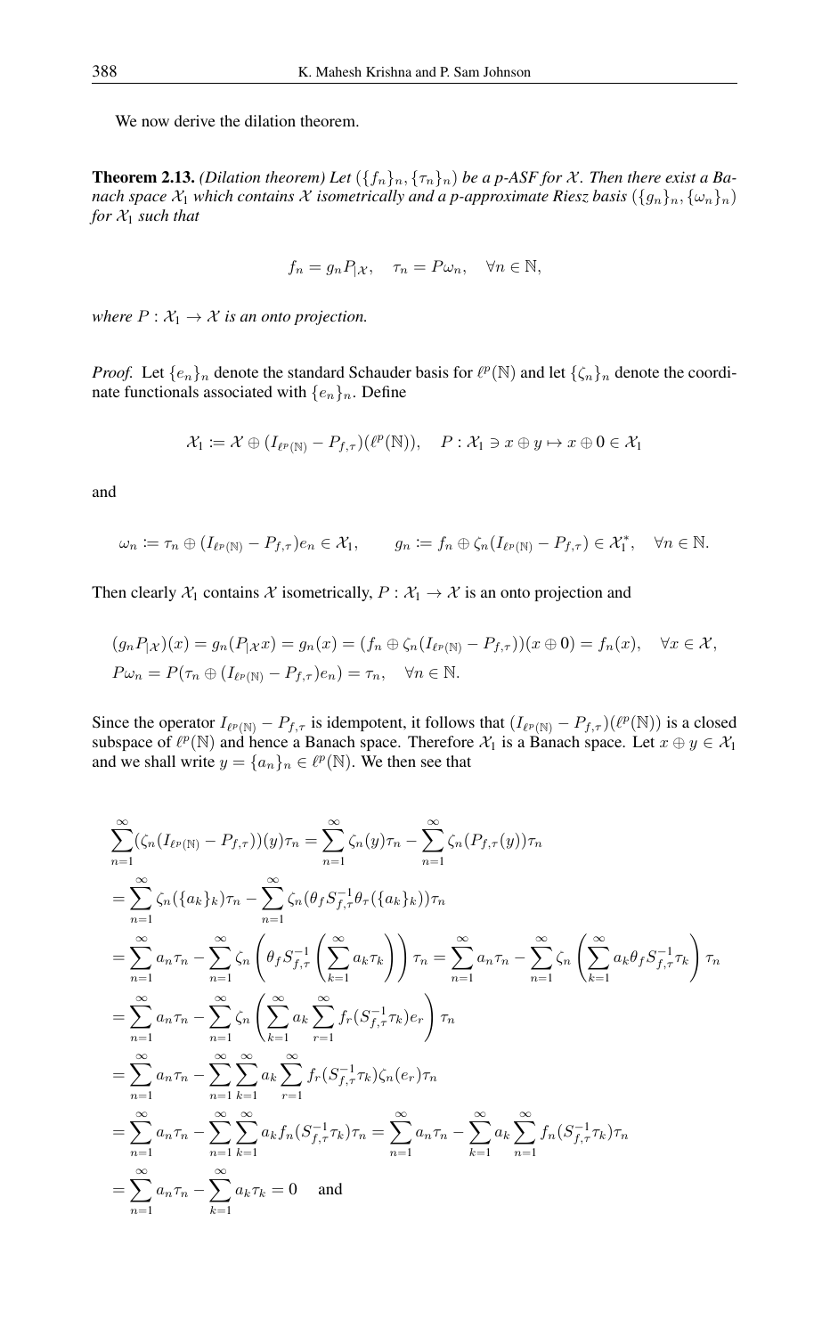We now derive the dilation theorem.

**Theorem 2.13.** *(Dilation theorem) Let $(\{f_n\}_n, \{\tau_n\}_n)$ be a p-ASF for $\mathcal{X}$. Then there exist a Banach space $\mathcal{X}_1$ which contains $\mathcal{X}$ isometrically and a p-approximate Riesz basis $(\{g_n\}_n, \{\omega_n\}_n)$ for $\mathcal{X}_1$ such that*

$$f_n = g_n P_{|\mathcal{X}}, \quad \tau_n = P\omega_n, \quad \forall n \in \mathbb{N},$$

*where $P : \mathcal{X}_1 \to \mathcal{X}$ is an onto projection.*

*Proof.* Let $\{e_n\}_n$ denote the standard Schauder basis for $\ell^p(\mathbb{N})$ and let $\{\zeta_n\}_n$ denote the coordinate functionals associated with $\{e_n\}_n$. Define

$$\mathcal{X}_1 := \mathcal{X} \oplus (I_{\ell^p(\mathbb{N})} - P_{f,\tau})(\ell^p(\mathbb{N})), \quad P : \mathcal{X}_1 \ni x \oplus y \mapsto x \oplus 0 \in \mathcal{X}_1$$

and

$$\omega_n := \tau_n \oplus (I_{\ell^p(\mathbb{N})} - P_{f,\tau})e_n \in \mathcal{X}_1, \qquad g_n := f_n \oplus \zeta_n(I_{\ell^p(\mathbb{N})} - P_{f,\tau}) \in \mathcal{X}_1^*, \quad \forall n \in \mathbb{N}.$$

Then clearly $\mathcal{X}_1$ contains $\mathcal{X}$ isometrically, $P : \mathcal{X}_1 \to \mathcal{X}$ is an onto projection and

$$\begin{aligned}
&(g_n P_{|\mathcal{X}})(x) = g_n(P_{|\mathcal{X}} x) = g_n(x) = (f_n \oplus \zeta_n(I_{\ell^p(\mathbb{N})} - P_{f,\tau}))(x \oplus 0) = f_n(x), \quad \forall x \in \mathcal{X}, \\
&P\omega_n = P(\tau_n \oplus (I_{\ell^p(\mathbb{N})} - P_{f,\tau})e_n) = \tau_n, \quad \forall n \in \mathbb{N}.
\end{aligned}$$

Since the operator $I_{\ell^p(\mathbb{N})} - P_{f,\tau}$ is idempotent, it follows that $(I_{\ell^p(\mathbb{N})} - P_{f,\tau})(\ell^p(\mathbb{N}))$ is a closed subspace of $\ell^p(\mathbb{N})$ and hence a Banach space. Therefore $\mathcal{X}_1$ is a Banach space. Let $x \oplus y \in \mathcal{X}_1$ and we shall write $y = \{a_n\}_n \in \ell^p(\mathbb{N})$. We then see that

$$\begin{aligned}
&\sum_{n=1}^{\infty} (\zeta_n(I_{\ell^p(\mathbb{N})} - P_{f,\tau}))(y)\tau_n = \sum_{n=1}^{\infty} \zeta_n(y)\tau_n - \sum_{n=1}^{\infty} \zeta_n(P_{f,\tau}(y))\tau_n \\
&= \sum_{n=1}^{\infty} \zeta_n(\{a_k\}_k)\tau_n - \sum_{n=1}^{\infty} \zeta_n(\theta_f S_{f,\tau}^{-1}\theta_\tau(\{a_k\}_k))\tau_n \\
&= \sum_{n=1}^{\infty} a_n\tau_n - \sum_{n=1}^{\infty} \zeta_n\left(\theta_f S_{f,\tau}^{-1}\left(\sum_{k=1}^{\infty} a_k\tau_k\right)\right)\tau_n = \sum_{n=1}^{\infty} a_n\tau_n - \sum_{n=1}^{\infty} \zeta_n\left(\sum_{k=1}^{\infty} a_k\theta_f S_{f,\tau}^{-1}\tau_k\right)\tau_n \\
&= \sum_{n=1}^{\infty} a_n\tau_n - \sum_{n=1}^{\infty} \zeta_n\left(\sum_{k=1}^{\infty} a_k \sum_{r=1}^{\infty} f_r(S_{f,\tau}^{-1}\tau_k)e_r\right)\tau_n \\
&= \sum_{n=1}^{\infty} a_n\tau_n - \sum_{n=1}^{\infty}\sum_{k=1}^{\infty} a_k \sum_{r=1}^{\infty} f_r(S_{f,\tau}^{-1}\tau_k)\zeta_n(e_r)\tau_n \\
&= \sum_{n=1}^{\infty} a_n\tau_n - \sum_{n=1}^{\infty}\sum_{k=1}^{\infty} a_k f_n(S_{f,\tau}^{-1}\tau_k)\tau_n = \sum_{n=1}^{\infty} a_n\tau_n - \sum_{k=1}^{\infty} a_k \sum_{n=1}^{\infty} f_n(S_{f,\tau}^{-1}\tau_k)\tau_n \\
&= \sum_{n=1}^{\infty} a_n\tau_n - \sum_{k=1}^{\infty} a_k\tau_k = 0 \quad \text{and}
\end{aligned}$$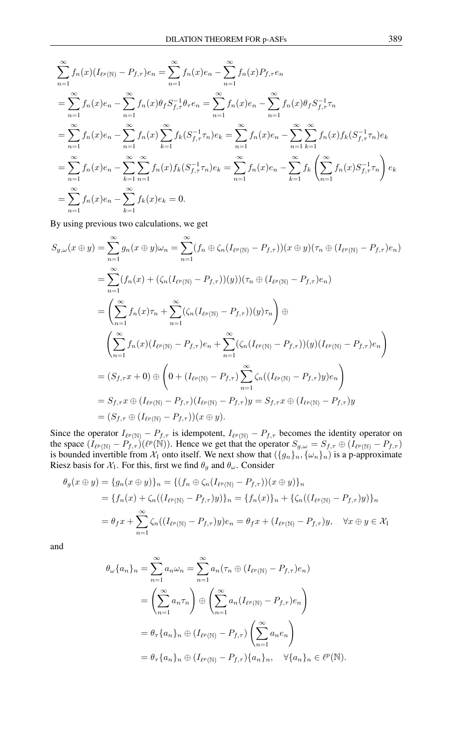$$
\begin{aligned}
\sum_{n=1}^{\infty} f_n(x)(I_{\ell^p(\mathbb{N})} - P_{f,\tau})e_n &= \sum_{n=1}^{\infty} f_n(x)e_n - \sum_{n=1}^{\infty} f_n(x)P_{f,\tau}e_n \\
&= \sum_{n=1}^{\infty} f_n(x)e_n - \sum_{n=1}^{\infty} f_n(x)\theta_f S_{f,\tau}^{-1}\theta_\tau e_n = \sum_{n=1}^{\infty} f_n(x)e_n - \sum_{n=1}^{\infty} f_n(x)\theta_f S_{f,\tau}^{-1}\tau_n \\
&= \sum_{n=1}^{\infty} f_n(x)e_n - \sum_{n=1}^{\infty} f_n(x)\sum_{k=1}^{\infty} f_k(S_{f,\tau}^{-1}\tau_n)e_k = \sum_{n=1}^{\infty} f_n(x)e_n - \sum_{n=1}^{\infty}\sum_{k=1}^{\infty} f_n(x)f_k(S_{f,\tau}^{-1}\tau_n)e_k \\
&= \sum_{n=1}^{\infty} f_n(x)e_n - \sum_{k=1}^{\infty}\sum_{n=1}^{\infty} f_n(x)f_k(S_{f,\tau}^{-1}\tau_n)e_k = \sum_{n=1}^{\infty} f_n(x)e_n - \sum_{k=1}^{\infty} f_k\left(\sum_{n=1}^{\infty} f_n(x)S_{f,\tau}^{-1}\tau_n\right)e_k \\
&= \sum_{n=1}^{\infty} f_n(x)e_n - \sum_{k=1}^{\infty} f_k(x)e_k = 0.
\end{aligned}
$$

By using previous two calculations, we get

$$
\begin{aligned}
S_{g,\omega}(x \oplus y) &= \sum_{n=1}^{\infty} g_n(x \oplus y)\omega_n = \sum_{n=1}^{\infty} (f_n \oplus \zeta_n(I_{\ell^p(\mathbb{N})} - P_{f,\tau}))(x \oplus y)(\tau_n \oplus (I_{\ell^p(\mathbb{N})} - P_{f,\tau})e_n) \\
&= \sum_{n=1}^{\infty} (f_n(x) + (\zeta_n(I_{\ell^p(\mathbb{N})} - P_{f,\tau}))(y))(\tau_n \oplus (I_{\ell^p(\mathbb{N})} - P_{f,\tau})e_n) \\
&= \left(\sum_{n=1}^{\infty} f_n(x)\tau_n + \sum_{n=1}^{\infty} (\zeta_n(I_{\ell^p(\mathbb{N})} - P_{f,\tau}))(y)\tau_n\right) \oplus \\
&\quad \left(\sum_{n=1}^{\infty} f_n(x)(I_{\ell^p(\mathbb{N})} - P_{f,\tau})e_n + \sum_{n=1}^{\infty} (\zeta_n(I_{\ell^p(\mathbb{N})} - P_{f,\tau}))(y)(I_{\ell^p(\mathbb{N})} - P_{f,\tau})e_n\right) \\
&= (S_{f,\tau}x + 0) \oplus \left(0 + (I_{\ell^p(\mathbb{N})} - P_{f,\tau})\sum_{n=1}^{\infty} \zeta_n((I_{\ell^p(\mathbb{N})} - P_{f,\tau})y)e_n\right) \\
&= S_{f,\tau}x \oplus (I_{\ell^p(\mathbb{N})} - P_{f,\tau})(I_{\ell^p(\mathbb{N})} - P_{f,\tau})y = S_{f,\tau}x \oplus (I_{\ell^p(\mathbb{N})} - P_{f,\tau})y \\
&= (S_{f,\tau} \oplus (I_{\ell^p(\mathbb{N})} - P_{f,\tau}))(x \oplus y).
\end{aligned}
$$

Since the operator $I_{\ell^p(\mathbb{N})} - P_{f,\tau}$ is idempotent, $I_{\ell^p(\mathbb{N})} - P_{f,\tau}$ becomes the identity operator on the space $(I_{\ell^p(\mathbb{N})} - P_{f,\tau})(\ell^p(\mathbb{N}))$. Hence we get that the operator $S_{g,\omega} = S_{f,\tau} \oplus (I_{\ell^p(\mathbb{N})} - P_{f,\tau})$ is bounded invertible from $\mathcal{X}_1$ onto itself. We next show that $(\{g_n\}_n, \{\omega_n\}_n)$ is a p-approximate Riesz basis for $\mathcal{X}_1$. For this, first we find $\theta_g$ and $\theta_\omega$. Consider

$$
\begin{aligned}
\theta_g(x \oplus y) &= \{g_n(x \oplus y)\}_n = \{(f_n \oplus \zeta_n(I_{\ell^p(\mathbb{N})} - P_{f,\tau}))(x \oplus y)\}_n \\
&= \{f_n(x) + \zeta_n((I_{\ell^p(\mathbb{N})} - P_{f,\tau})y)\}_n = \{f_n(x)\}_n + \{\zeta_n((I_{\ell^p(\mathbb{N})} - P_{f,\tau})y)\}_n \\
&= \theta_f x + \sum_{n=1}^{\infty} \zeta_n((I_{\ell^p(\mathbb{N})} - P_{f,\tau})y)e_n = \theta_f x + (I_{\ell^p(\mathbb{N})} - P_{f,\tau})y, \quad \forall x \oplus y \in \mathcal{X}_1
\end{aligned}
$$

and

$$
\begin{aligned}
\theta_\omega\{a_n\}_n &= \sum_{n=1}^{\infty} a_n\omega_n = \sum_{n=1}^{\infty} a_n(\tau_n \oplus (I_{\ell^p(\mathbb{N})} - P_{f,\tau})e_n) \\
&= \left(\sum_{n=1}^{\infty} a_n\tau_n\right) \oplus \left(\sum_{n=1}^{\infty} a_n(I_{\ell^p(\mathbb{N})} - P_{f,\tau})e_n\right) \\
&= \theta_\tau\{a_n\}_n \oplus (I_{\ell^p(\mathbb{N})} - P_{f,\tau})\left(\sum_{n=1}^{\infty} a_n e_n\right) \\
&= \theta_\tau\{a_n\}_n \oplus (I_{\ell^p(\mathbb{N})} - P_{f,\tau})\{a_n\}_n, \quad \forall \{a_n\}_n \in \ell^p(\mathbb{N}).
\end{aligned}
$$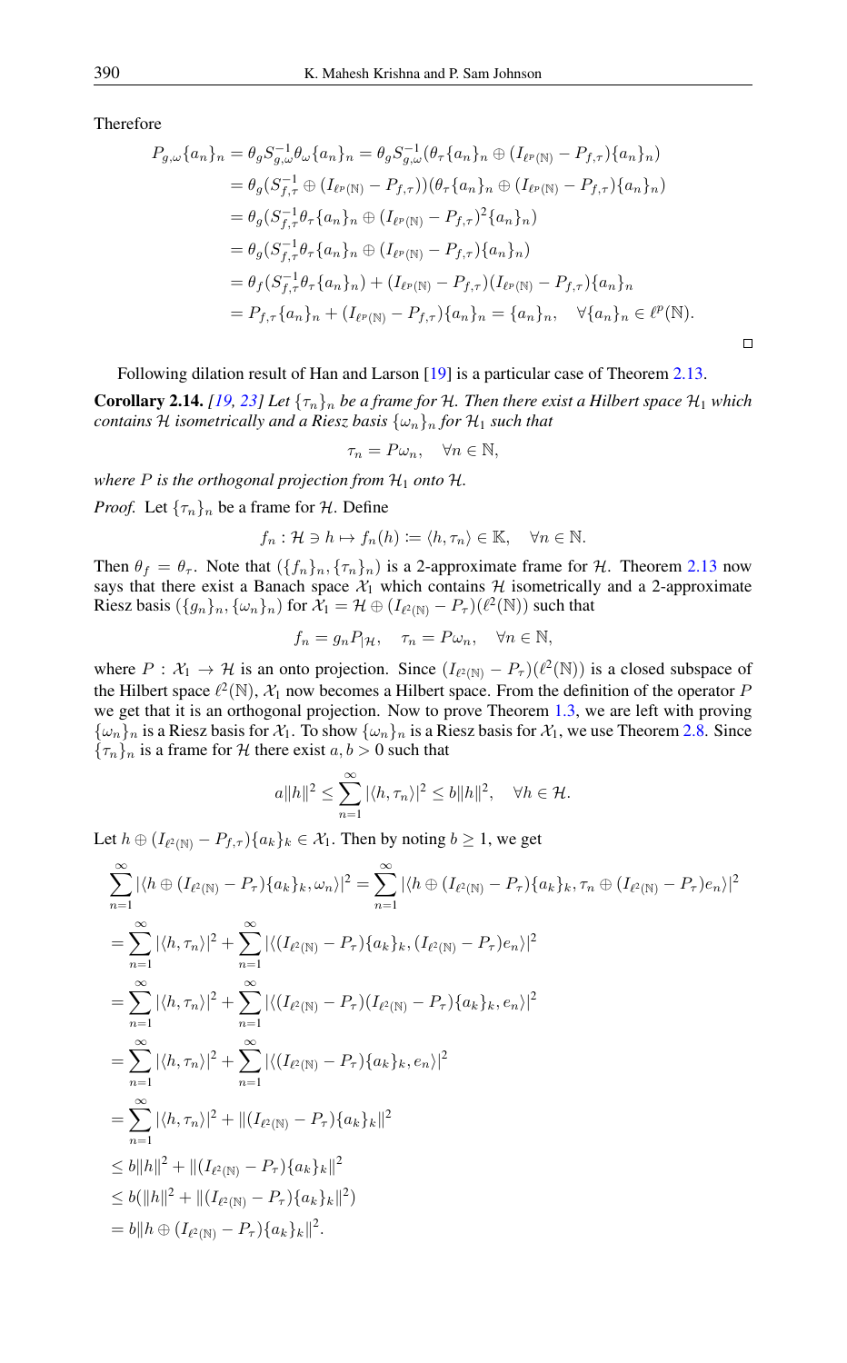Therefore

$$
\begin{aligned}
P_{g,\omega}\{a_n\}_n &= \theta_g S_{g,\omega}^{-1}\theta_\omega\{a_n\}_n = \theta_g S_{g,\omega}^{-1}(\theta_\tau\{a_n\}_n \oplus (I_{\ell^p(\mathbb{N})} - P_{f,\tau})\{a_n\}_n)\\
&= \theta_g(S_{f,\tau}^{-1} \oplus (I_{\ell^p(\mathbb{N})} - P_{f,\tau}))(\theta_\tau\{a_n\}_n \oplus (I_{\ell^p(\mathbb{N})} - P_{f,\tau})\{a_n\}_n)\\
&= \theta_g(S_{f,\tau}^{-1}\theta_\tau\{a_n\}_n \oplus (I_{\ell^p(\mathbb{N})} - P_{f,\tau})^2\{a_n\}_n)\\
&= \theta_g(S_{f,\tau}^{-1}\theta_\tau\{a_n\}_n \oplus (I_{\ell^p(\mathbb{N})} - P_{f,\tau})\{a_n\}_n)\\
&= \theta_f(S_{f,\tau}^{-1}\theta_\tau\{a_n\}_n) + (I_{\ell^p(\mathbb{N})} - P_{f,\tau})(I_{\ell^p(\mathbb{N})} - P_{f,\tau})\{a_n\}_n\\
&= P_{f,\tau}\{a_n\}_n + (I_{\ell^p(\mathbb{N})} - P_{f,\tau})\{a_n\}_n = \{a_n\}_n, \quad \forall \{a_n\}_n \in \ell^p(\mathbb{N}).
\end{aligned}
$$

□

Following dilation result of Han and Larson [19] is a particular case of Theorem 2.13.

**Corollary 2.14.** *[19, 23] Let $\{\tau_n\}_n$ be a frame for $\mathcal{H}$. Then there exist a Hilbert space $\mathcal{H}_1$ which contains $\mathcal{H}$ isometrically and a Riesz basis $\{\omega_n\}_n$ for $\mathcal{H}_1$ such that*

$$
\tau_n = P\omega_n, \quad \forall n \in \mathbb{N},
$$

*where $P$ is the orthogonal projection from $\mathcal{H}_1$ onto $\mathcal{H}$.*

*Proof.* Let $\{\tau_n\}_n$ be a frame for $\mathcal{H}$. Define

$$
f_n : \mathcal{H} \ni h \mapsto f_n(h) \coloneqq \langle h, \tau_n\rangle \in \mathbb{K}, \quad \forall n \in \mathbb{N}.
$$

Then $\theta_f = \theta_\tau$. Note that $(\{f_n\}_n, \{\tau_n\}_n)$ is a 2-approximate frame for $\mathcal{H}$. Theorem 2.13 now says that there exist a Banach space $\mathcal{X}_1$ which contains $\mathcal{H}$ isometrically and a 2-approximate Riesz basis $(\{g_n\}_n, \{\omega_n\}_n)$ for $\mathcal{X}_1 = \mathcal{H} \oplus (I_{\ell^2(\mathbb{N})} - P_\tau)(\ell^2(\mathbb{N}))$ such that

$$
f_n = g_n P_{|\mathcal{H}}, \quad \tau_n = P\omega_n, \quad \forall n \in \mathbb{N},
$$

where $P : \mathcal{X}_1 \to \mathcal{H}$ is an onto projection. Since $(I_{\ell^2(\mathbb{N})} - P_\tau)(\ell^2(\mathbb{N}))$ is a closed subspace of the Hilbert space $\ell^2(\mathbb{N})$, $\mathcal{X}_1$ now becomes a Hilbert space. From the definition of the operator $P$ we get that it is an orthogonal projection. Now to prove Theorem 1.3, we are left with proving $\{\omega_n\}_n$ is a Riesz basis for $\mathcal{X}_1$. To show $\{\omega_n\}_n$ is a Riesz basis for $\mathcal{X}_1$, we use Theorem 2.8. Since $\{\tau_n\}_n$ is a frame for $\mathcal{H}$ there exist $a, b > 0$ such that

$$
a\|h\|^2 \le \sum_{n=1}^\infty |\langle h, \tau_n\rangle|^2 \le b\|h\|^2, \quad \forall h \in \mathcal{H}.
$$

Let $h \oplus (I_{\ell^2(\mathbb{N})} - P_{f,\tau})\{a_k\}_k \in \mathcal{X}_1$. Then by noting $b \geq 1$, we get

$$
\begin{aligned}
&\sum_{n=1}^\infty |\langle h \oplus (I_{\ell^2(\mathbb{N})} - P_\tau)\{a_k\}_k, \omega_n\rangle|^2 = \sum_{n=1}^\infty |\langle h \oplus (I_{\ell^2(\mathbb{N})} - P_\tau)\{a_k\}_k, \tau_n \oplus (I_{\ell^2(\mathbb{N})} - P_\tau)e_n\rangle|^2\\
&= \sum_{n=1}^\infty |\langle h, \tau_n\rangle|^2 + \sum_{n=1}^\infty |\langle (I_{\ell^2(\mathbb{N})} - P_\tau)\{a_k\}_k, (I_{\ell^2(\mathbb{N})} - P_\tau)e_n\rangle|^2\\
&= \sum_{n=1}^\infty |\langle h, \tau_n\rangle|^2 + \sum_{n=1}^\infty |\langle (I_{\ell^2(\mathbb{N})} - P_\tau)(I_{\ell^2(\mathbb{N})} - P_\tau)\{a_k\}_k, e_n\rangle|^2\\
&= \sum_{n=1}^\infty |\langle h, \tau_n\rangle|^2 + \sum_{n=1}^\infty |\langle (I_{\ell^2(\mathbb{N})} - P_\tau)\{a_k\}_k, e_n\rangle|^2\\
&= \sum_{n=1}^\infty |\langle h, \tau_n\rangle|^2 + \|(I_{\ell^2(\mathbb{N})} - P_\tau)\{a_k\}_k\|^2\\
&\le b\|h\|^2 + \|(I_{\ell^2(\mathbb{N})} - P_\tau)\{a_k\}_k\|^2\\
&\le b(\|h\|^2 + \|(I_{\ell^2(\mathbb{N})} - P_\tau)\{a_k\}_k\|^2)\\
&= b\|h \oplus (I_{\ell^2(\mathbb{N})} - P_\tau)\{a_k\}_k\|^2.
\end{aligned}
$$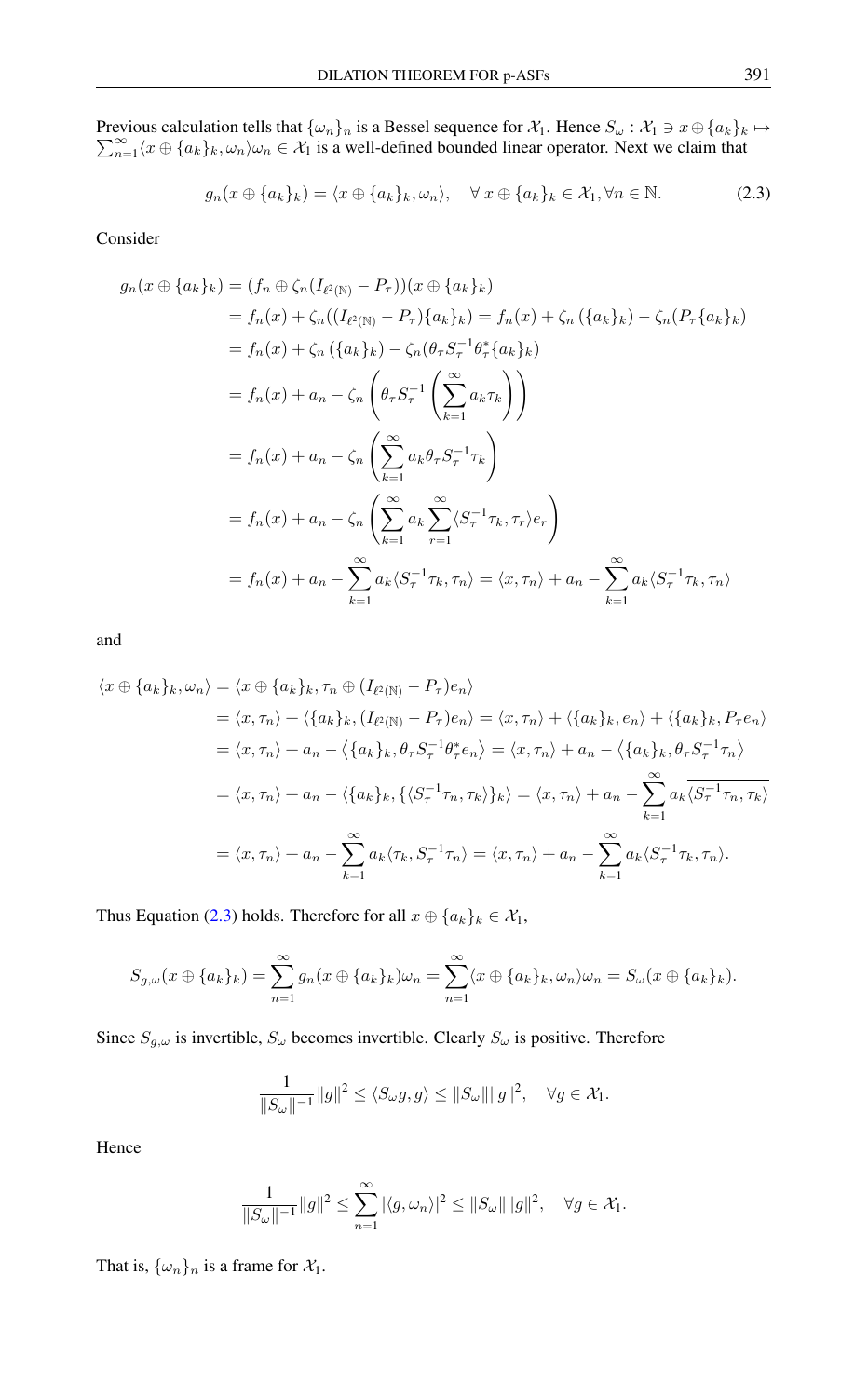Previous calculation tells that $\{\omega_n\}_n$ is a Bessel sequence for $\mathcal{X}_1$. Hence $S_\omega : \mathcal{X}_1 \ni x \oplus \{a_k\}_k \mapsto \sum_{n=1}^\infty \langle x \oplus \{a_k\}_k, \omega_n \rangle \omega_n \in \mathcal{X}_1$ is a well-defined bounded linear operator. Next we claim that

$$g_n(x \oplus \{a_k\}_k) = \langle x \oplus \{a_k\}_k, \omega_n \rangle, \quad \forall\, x \oplus \{a_k\}_k \in \mathcal{X}_1, \forall n \in \mathbb{N}. \tag{2.3}$$

Consider

$$
\begin{aligned}
g_n(x \oplus \{a_k\}_k) &= (f_n \oplus \zeta_n(I_{\ell^2(\mathbb{N})} - P_\tau))(x \oplus \{a_k\}_k) \\
&= f_n(x) + \zeta_n((I_{\ell^2(\mathbb{N})} - P_\tau)\{a_k\}_k) = f_n(x) + \zeta_n(\{a_k\}_k) - \zeta_n(P_\tau \{a_k\}_k) \\
&= f_n(x) + \zeta_n(\{a_k\}_k) - \zeta_n(\theta_\tau S_\tau^{-1} \theta_\tau^* \{a_k\}_k) \\
&= f_n(x) + a_n - \zeta_n\left(\theta_\tau S_\tau^{-1}\left(\sum_{k=1}^\infty a_k \tau_k\right)\right) \\
&= f_n(x) + a_n - \zeta_n\left(\sum_{k=1}^\infty a_k \theta_\tau S_\tau^{-1} \tau_k\right) \\
&= f_n(x) + a_n - \zeta_n\left(\sum_{k=1}^\infty a_k \sum_{r=1}^\infty \langle S_\tau^{-1}\tau_k, \tau_r \rangle e_r\right) \\
&= f_n(x) + a_n - \sum_{k=1}^\infty a_k \langle S_\tau^{-1}\tau_k, \tau_n \rangle = \langle x, \tau_n \rangle + a_n - \sum_{k=1}^\infty a_k \langle S_\tau^{-1}\tau_k, \tau_n \rangle
\end{aligned}
$$

and

$$
\begin{aligned}
\langle x \oplus \{a_k\}_k, \omega_n \rangle &= \langle x \oplus \{a_k\}_k, \tau_n \oplus (I_{\ell^2(\mathbb{N})} - P_\tau)e_n \rangle \\
&= \langle x, \tau_n \rangle + \langle \{a_k\}_k, (I_{\ell^2(\mathbb{N})} - P_\tau)e_n \rangle = \langle x, \tau_n \rangle + \langle \{a_k\}_k, e_n \rangle + \langle \{a_k\}_k, P_\tau e_n \rangle \\
&= \langle x, \tau_n \rangle + a_n - \left\langle \{a_k\}_k, \theta_\tau S_\tau^{-1} \theta_\tau^* e_n \right\rangle = \langle x, \tau_n \rangle + a_n - \left\langle \{a_k\}_k, \theta_\tau S_\tau^{-1} \tau_n \right\rangle \\
&= \langle x, \tau_n \rangle + a_n - \langle \{a_k\}_k, \{\langle S_\tau^{-1}\tau_n, \tau_k \rangle\}_k \rangle = \langle x, \tau_n \rangle + a_n - \sum_{k=1}^\infty a_k \overline{\langle S_\tau^{-1}\tau_n, \tau_k \rangle} \\
&= \langle x, \tau_n \rangle + a_n - \sum_{k=1}^\infty a_k \langle \tau_k, S_\tau^{-1}\tau_n \rangle = \langle x, \tau_n \rangle + a_n - \sum_{k=1}^\infty a_k \langle S_\tau^{-1}\tau_k, \tau_n \rangle.
\end{aligned}
$$

Thus Equation (2.3) holds. Therefore for all $x \oplus \{a_k\}_k \in \mathcal{X}_1$,

$$S_{g,\omega}(x \oplus \{a_k\}_k) = \sum_{n=1}^\infty g_n(x \oplus \{a_k\}_k)\omega_n = \sum_{n=1}^\infty \langle x \oplus \{a_k\}_k, \omega_n \rangle \omega_n = S_\omega(x \oplus \{a_k\}_k).$$

Since $S_{g,\omega}$ is invertible, $S_\omega$ becomes invertible. Clearly $S_\omega$ is positive. Therefore

$$\frac{1}{\|S_\omega\|^{-1}}\|g\|^2 \le \langle S_\omega g, g \rangle \le \|S_\omega\|\|g\|^2, \quad \forall g \in \mathcal{X}_1.$$

Hence

$$\frac{1}{\|S_\omega\|^{-1}}\|g\|^2 \le \sum_{n=1}^\infty |\langle g, \omega_n \rangle|^2 \le \|S_\omega\|\|g\|^2, \quad \forall g \in \mathcal{X}_1.$$

That is, $\{\omega_n\}_n$ is a frame for $\mathcal{X}_1$.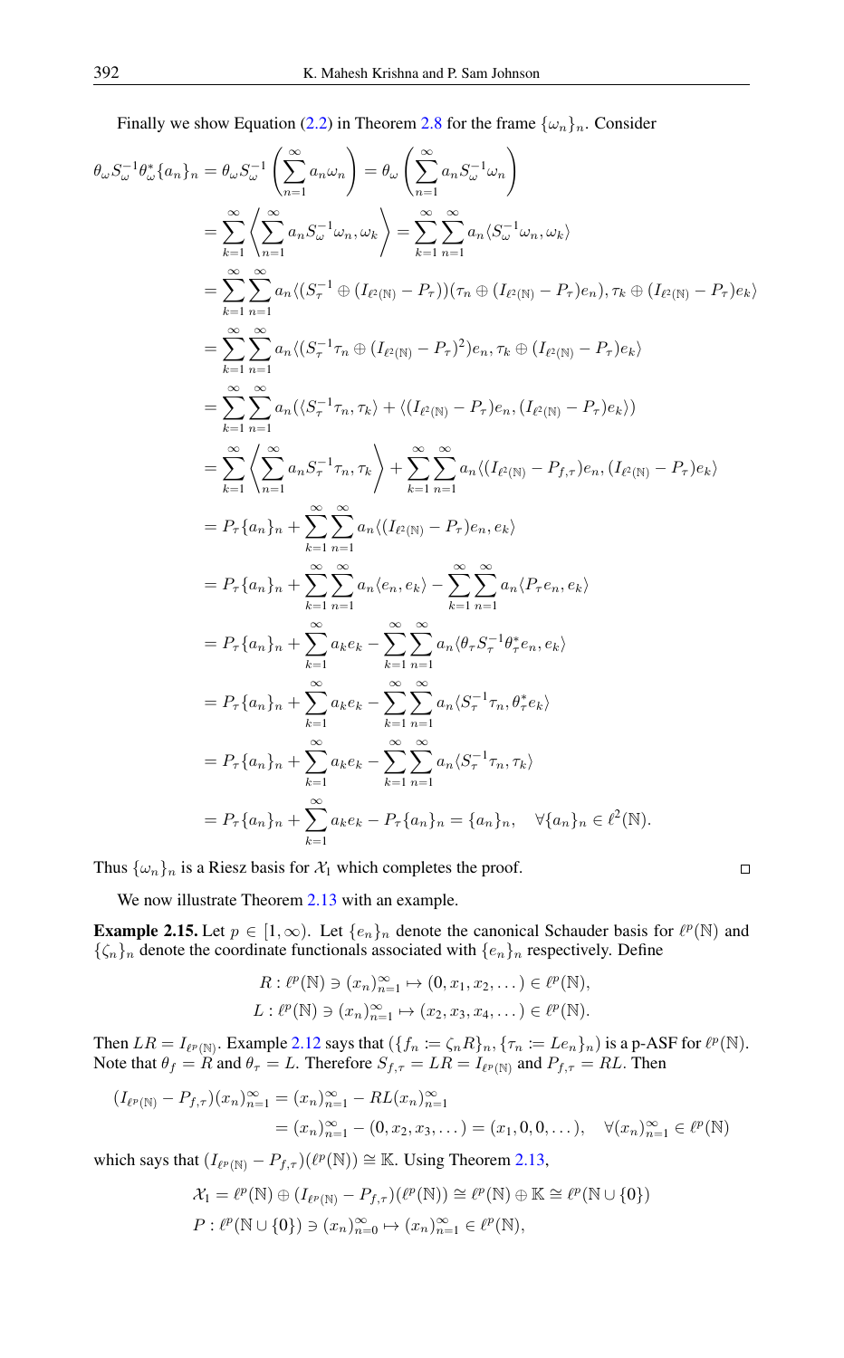Finally we show Equation (2.2) in Theorem 2.8 for the frame $\{\omega_n\}_n$. Consider

$$
\begin{aligned}
\theta_\omega S_\omega^{-1}\theta_\omega^*\{a_n\}_n &= \theta_\omega S_\omega^{-1}\left(\sum_{n=1}^\infty a_n\omega_n\right) = \theta_\omega\left(\sum_{n=1}^\infty a_n S_\omega^{-1}\omega_n\right)\\
&= \sum_{k=1}^\infty \left\langle \sum_{n=1}^\infty a_n S_\omega^{-1}\omega_n, \omega_k\right\rangle = \sum_{k=1}^\infty\sum_{n=1}^\infty a_n\langle S_\omega^{-1}\omega_n, \omega_k\rangle\\
&= \sum_{k=1}^\infty\sum_{n=1}^\infty a_n\langle (S_\tau^{-1}\oplus(I_{\ell^2(\mathbb{N})}-P_\tau))(\tau_n\oplus(I_{\ell^2(\mathbb{N})}-P_\tau)e_n), \tau_k\oplus(I_{\ell^2(\mathbb{N})}-P_\tau)e_k\rangle\\
&= \sum_{k=1}^\infty\sum_{n=1}^\infty a_n\langle (S_\tau^{-1}\tau_n\oplus(I_{\ell^2(\mathbb{N})}-P_\tau)^2)e_n, \tau_k\oplus(I_{\ell^2(\mathbb{N})}-P_\tau)e_k\rangle\\
&= \sum_{k=1}^\infty\sum_{n=1}^\infty a_n(\langle S_\tau^{-1}\tau_n, \tau_k\rangle + \langle (I_{\ell^2(\mathbb{N})}-P_\tau)e_n, (I_{\ell^2(\mathbb{N})}-P_\tau)e_k\rangle)\\
&= \sum_{k=1}^\infty\left\langle\sum_{n=1}^\infty a_n S_\tau^{-1}\tau_n, \tau_k\right\rangle + \sum_{k=1}^\infty\sum_{n=1}^\infty a_n\langle (I_{\ell^2(\mathbb{N})}-P_{f,\tau})e_n, (I_{\ell^2(\mathbb{N})}-P_\tau)e_k\rangle\\
&= P_\tau\{a_n\}_n + \sum_{k=1}^\infty\sum_{n=1}^\infty a_n\langle (I_{\ell^2(\mathbb{N})}-P_\tau)e_n, e_k\rangle\\
&= P_\tau\{a_n\}_n + \sum_{k=1}^\infty\sum_{n=1}^\infty a_n\langle e_n, e_k\rangle - \sum_{k=1}^\infty\sum_{n=1}^\infty a_n\langle P_\tau e_n, e_k\rangle\\
&= P_\tau\{a_n\}_n + \sum_{k=1}^\infty a_k e_k - \sum_{k=1}^\infty\sum_{n=1}^\infty a_n\langle \theta_\tau S_\tau^{-1}\theta_\tau^* e_n, e_k\rangle\\
&= P_\tau\{a_n\}_n + \sum_{k=1}^\infty a_k e_k - \sum_{k=1}^\infty\sum_{n=1}^\infty a_n\langle S_\tau^{-1}\tau_n, \theta_\tau^* e_k\rangle\\
&= P_\tau\{a_n\}_n + \sum_{k=1}^\infty a_k e_k - \sum_{k=1}^\infty\sum_{n=1}^\infty a_n\langle S_\tau^{-1}\tau_n, \tau_k\rangle\\
&= P_\tau\{a_n\}_n + \sum_{k=1}^\infty a_k e_k - P_\tau\{a_n\}_n = \{a_n\}_n, \quad \forall \{a_n\}_n\in\ell^2(\mathbb{N}).
\end{aligned}
$$

Thus $\{\omega_n\}_n$ is a Riesz basis for $\mathcal{X}_1$ which completes the proof. ☐

We now illustrate Theorem 2.13 with an example.

**Example 2.15.** Let $p\in[1,\infty)$. Let $\{e_n\}_n$ denote the canonical Schauder basis for $\ell^p(\mathbb{N})$ and $\{\zeta_n\}_n$ denote the coordinate functionals associated with $\{e_n\}_n$ respectively. Define

$$
\begin{aligned}
R &: \ell^p(\mathbb{N})\ni(x_n)_{n=1}^\infty\mapsto(0,x_1,x_2,\dots)\in\ell^p(\mathbb{N}),\\
L &: \ell^p(\mathbb{N})\ni(x_n)_{n=1}^\infty\mapsto(x_2,x_3,x_4,\dots)\in\ell^p(\mathbb{N}).
\end{aligned}
$$

Then $LR = I_{\ell^p(\mathbb{N})}$. Example 2.12 says that $(\{f_n := \zeta_n R\}_n, \{\tau_n := Le_n\}_n)$ is a p-ASF for $\ell^p(\mathbb{N})$. Note that $\theta_f = R$ and $\theta_\tau = L$. Therefore $S_{f,\tau} = LR = I_{\ell^p(\mathbb{N})}$ and $P_{f,\tau} = RL$. Then

$$
\begin{aligned}
(I_{\ell^p(\mathbb{N})}-P_{f,\tau})(x_n)_{n=1}^\infty &= (x_n)_{n=1}^\infty - RL(x_n)_{n=1}^\infty\\
&= (x_n)_{n=1}^\infty - (0,x_2,x_3,\dots) = (x_1,0,0,\dots),\quad \forall (x_n)_{n=1}^\infty\in\ell^p(\mathbb{N})
\end{aligned}
$$

which says that $(I_{\ell^p(\mathbb{N})}-P_{f,\tau})(\ell^p(\mathbb{N}))\cong\mathbb{K}$. Using Theorem 2.13,

$$
\begin{aligned}
\mathcal{X}_1 &= \ell^p(\mathbb{N})\oplus(I_{\ell^p(\mathbb{N})}-P_{f,\tau})(\ell^p(\mathbb{N}))\cong\ell^p(\mathbb{N})\oplus\mathbb{K}\cong\ell^p(\mathbb{N}\cup\{0\})\\
P &: \ell^p(\mathbb{N}\cup\{0\})\ni(x_n)_{n=0}^\infty\mapsto(x_n)_{n=1}^\infty\in\ell^p(\mathbb{N}),
\end{aligned}
$$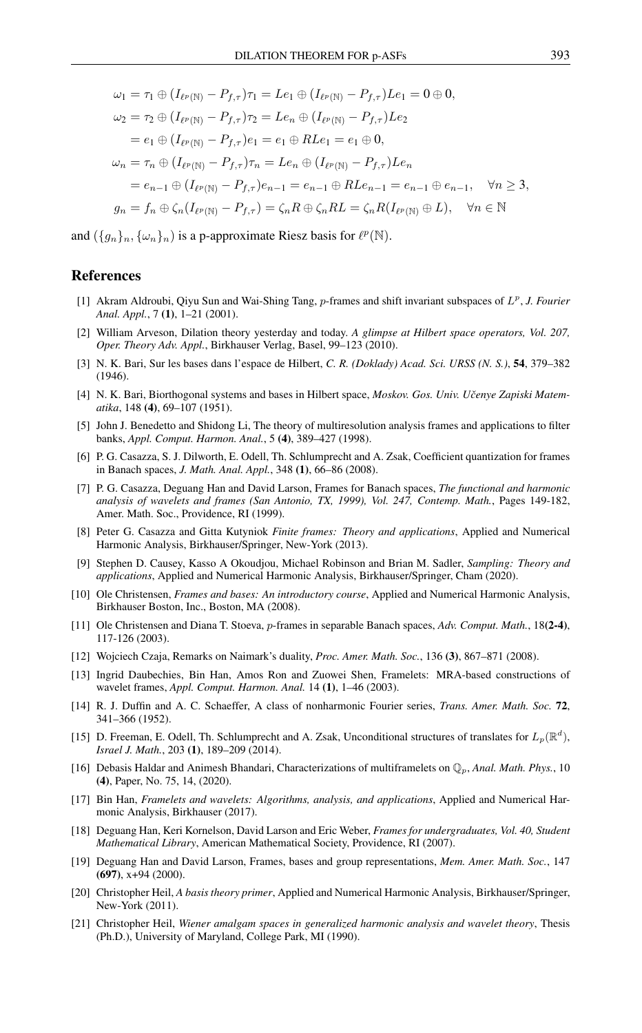$$
\begin{aligned}
\omega_1 &= \tau_1 \oplus (I_{\ell^p(\mathbb{N})} - P_{f,\tau})\tau_1 = Le_1 \oplus (I_{\ell^p(\mathbb{N})} - P_{f,\tau})Le_1 = 0 \oplus 0, \\
\omega_2 &= \tau_2 \oplus (I_{\ell^p(\mathbb{N})} - P_{f,\tau})\tau_2 = Le_n \oplus (I_{\ell^p(\mathbb{N})} - P_{f,\tau})Le_2 \\
&= e_1 \oplus (I_{\ell^p(\mathbb{N})} - P_{f,\tau})e_1 = e_1 \oplus RLe_1 = e_1 \oplus 0, \\
\omega_n &= \tau_n \oplus (I_{\ell^p(\mathbb{N})} - P_{f,\tau})\tau_n = Le_n \oplus (I_{\ell^p(\mathbb{N})} - P_{f,\tau})Le_n \\
&= e_{n-1} \oplus (I_{\ell^p(\mathbb{N})} - P_{f,\tau})e_{n-1} = e_{n-1} \oplus RLe_{n-1} = e_{n-1} \oplus e_{n-1}, \quad \forall n \geq 3, \\
g_n &= f_n \oplus \zeta_n(I_{\ell^p(\mathbb{N})} - P_{f,\tau}) = \zeta_n R \oplus \zeta_n RL = \zeta_n R(I_{\ell^p(\mathbb{N})} \oplus L), \quad \forall n \in \mathbb{N}
\end{aligned}
$$

and $(\{g_n\}_n, \{\omega_n\}_n)$ is a p-approximate Riesz basis for $\ell^p(\mathbb{N})$.

## References

[1] Akram Aldroubi, Qiyu Sun and Wai-Shing Tang, $p$-frames and shift invariant subspaces of $L^p$, *J. Fourier Anal. Appl.*, 7 **(1)**, 1–21 (2001).

[2] William Arveson, Dilation theory yesterday and today. *A glimpse at Hilbert space operators, Vol. 207, Oper. Theory Adv. Appl.*, Birkhauser Verlag, Basel, 99–123 (2010).

[3] N. K. Bari, Sur les bases dans l'espace de Hilbert, *C. R. (Doklady) Acad. Sci. URSS (N. S.)*, **54**, 379–382 (1946).

[4] N. K. Bari, Biorthogonal systems and bases in Hilbert space, *Moskov. Gos. Univ. Učenye Zapiski Matematika*, 148 **(4)**, 69–107 (1951).

[5] John J. Benedetto and Shidong Li, The theory of multiresolution analysis frames and applications to filter banks, *Appl. Comput. Harmon. Anal.*, 5 **(4)**, 389–427 (1998).

[6] P. G. Casazza, S. J. Dilworth, E. Odell, Th. Schlumprecht and A. Zsak, Coefficient quantization for frames in Banach spaces, *J. Math. Anal. Appl.*, 348 **(1)**, 66–86 (2008).

[7] P. G. Casazza, Deguang Han and David Larson, Frames for Banach spaces, *The functional and harmonic analysis of wavelets and frames (San Antonio, TX, 1999), Vol. 247, Contemp. Math.*, Pages 149-182, Amer. Math. Soc., Providence, RI (1999).

[8] Peter G. Casazza and Gitta Kutyniok *Finite frames: Theory and applications*, Applied and Numerical Harmonic Analysis, Birkhauser/Springer, New-York (2013).

[9] Stephen D. Causey, Kasso A Okoudjou, Michael Robinson and Brian M. Sadler, *Sampling: Theory and applications*, Applied and Numerical Harmonic Analysis, Birkhauser/Springer, Cham (2020).

[10] Ole Christensen, *Frames and bases: An introductory course*, Applied and Numerical Harmonic Analysis, Birkhauser Boston, Inc., Boston, MA (2008).

[11] Ole Christensen and Diana T. Stoeva, $p$-frames in separable Banach spaces, *Adv. Comput. Math.*, 18**(2-4)**, 117-126 (2003).

[12] Wojciech Czaja, Remarks on Naimark's duality, *Proc. Amer. Math. Soc.*, 136 **(3)**, 867–871 (2008).

[13] Ingrid Daubechies, Bin Han, Amos Ron and Zuowei Shen, Framelets: MRA-based constructions of wavelet frames, *Appl. Comput. Harmon. Anal.* 14 **(1)**, 1–46 (2003).

[14] R. J. Duffin and A. C. Schaeffer, A class of nonharmonic Fourier series, *Trans. Amer. Math. Soc.* **72**, 341–366 (1952).

[15] D. Freeman, E. Odell, Th. Schlumprecht and A. Zsak, Unconditional structures of translates for $L_p(\mathbb{R}^d)$, *Israel J. Math.*, 203 **(1)**, 189–209 (2014).

[16] Debasis Haldar and Animesh Bhandari, Characterizations of multiframelets on $\mathbb{Q}_p$, *Anal. Math. Phys.*, 10 **(4)**, Paper, No. 75, 14, (2020).

[17] Bin Han, *Framelets and wavelets: Algorithms, analysis, and applications*, Applied and Numerical Harmonic Analysis, Birkhauser (2017).

[18] Deguang Han, Keri Kornelson, David Larson and Eric Weber, *Frames for undergraduates, Vol. 40, Student Mathematical Library*, American Mathematical Society, Providence, RI (2007).

[19] Deguang Han and David Larson, Frames, bases and group representations, *Mem. Amer. Math. Soc.*, 147 **(697)**, x+94 (2000).

[20] Christopher Heil, *A basis theory primer*, Applied and Numerical Harmonic Analysis, Birkhauser/Springer, New-York (2011).

[21] Christopher Heil, *Wiener amalgam spaces in generalized harmonic analysis and wavelet theory*, Thesis (Ph.D.), University of Maryland, College Park, MI (1990).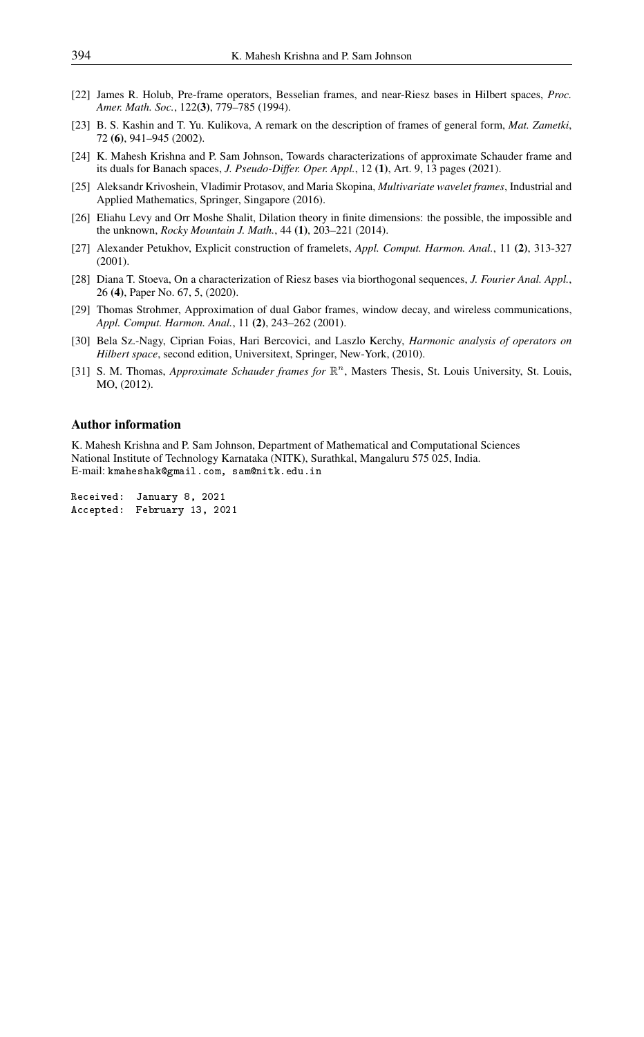[22] James R. Holub, Pre-frame operators, Besselian frames, and near-Riesz bases in Hilbert spaces, *Proc. Amer. Math. Soc.*, 122**(3)**, 779–785 (1994).

[23] B. S. Kashin and T. Yu. Kulikova, A remark on the description of frames of general form, *Mat. Zametki*, 72 **(6)**, 941–945 (2002).

[24] K. Mahesh Krishna and P. Sam Johnson, Towards characterizations of approximate Schauder frame and its duals for Banach spaces, *J. Pseudo-Differ. Oper. Appl.*, 12 **(1)**, Art. 9, 13 pages (2021).

[25] Aleksandr Krivoshein, Vladimir Protasov, and Maria Skopina, *Multivariate wavelet frames*, Industrial and Applied Mathematics, Springer, Singapore (2016).

[26] Eliahu Levy and Orr Moshe Shalit, Dilation theory in finite dimensions: the possible, the impossible and the unknown, *Rocky Mountain J. Math.*, 44 **(1)**, 203–221 (2014).

[27] Alexander Petukhov, Explicit construction of framelets, *Appl. Comput. Harmon. Anal.*, 11 **(2)**, 313-327 (2001).

[28] Diana T. Stoeva, On a characterization of Riesz bases via biorthogonal sequences, *J. Fourier Anal. Appl.*, 26 **(4)**, Paper No. 67, 5, (2020).

[29] Thomas Strohmer, Approximation of dual Gabor frames, window decay, and wireless communications, *Appl. Comput. Harmon. Anal.*, 11 **(2)**, 243–262 (2001).

[30] Bela Sz.-Nagy, Ciprian Foias, Hari Bercovici, and Laszlo Kerchy, *Harmonic analysis of operators on Hilbert space*, second edition, Universitext, Springer, New-York, (2010).

[31] S. M. Thomas, *Approximate Schauder frames for* $\mathbb{R}^n$, Masters Thesis, St. Louis University, St. Louis, MO, (2012).

### Author information

K. Mahesh Krishna and P. Sam Johnson, Department of Mathematical and Computational Sciences
National Institute of Technology Karnataka (NITK), Surathkal, Mangaluru 575 025, India.
E-mail: kmaheshak@gmail.com, sam@nitk.edu.in

Received: January 8, 2021
Accepted: February 13, 2021